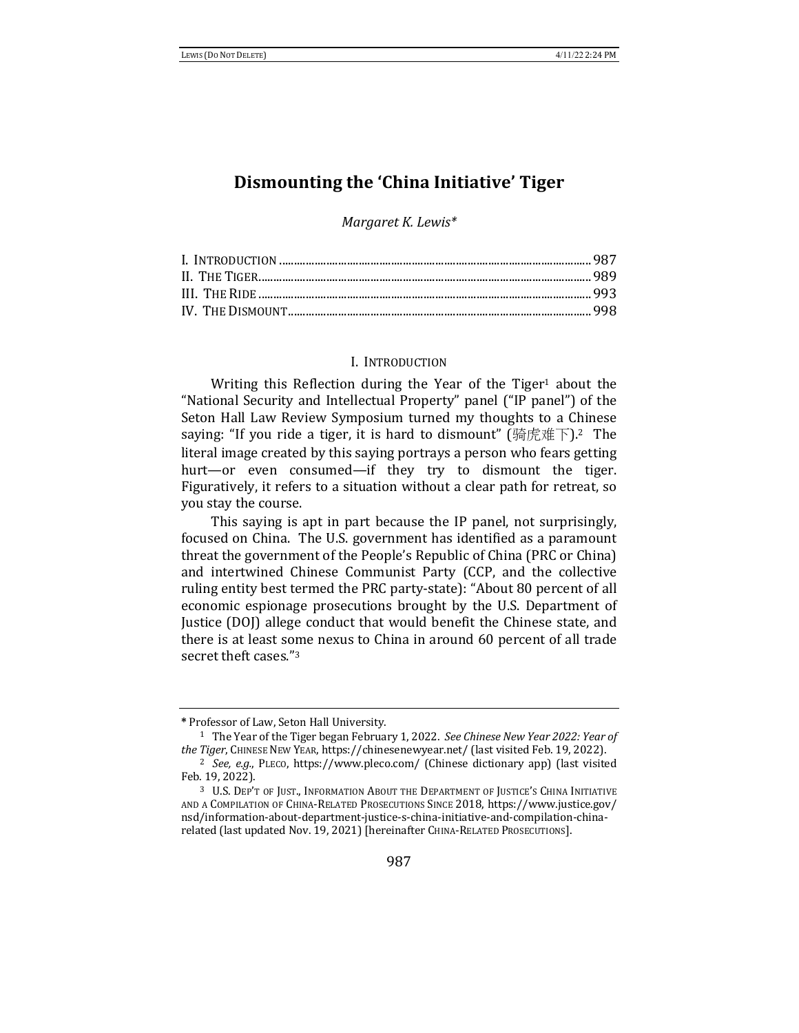# Dismounting the 'China Initiative' Tiger

*Margaret K. Lewis\**

I. INTRODUCTION ........................................................................................................ 987
II. THE TIGER................................................................................................................ 989
III. THE RIDE ................................................................................................................ 993
IV. THE DISMOUNT...................................................................................................... 998

## I. INTRODUCTION

Writing this Reflection during the Year of the Tiger[1] about the "National Security and Intellectual Property" panel ("IP panel") of the Seton Hall Law Review Symposium turned my thoughts to a Chinese saying: "If you ride a tiger, it is hard to dismount" (骑虎难下).[2] The literal image created by this saying portrays a person who fears getting hurt—or even consumed—if they try to dismount the tiger. Figuratively, it refers to a situation without a clear path for retreat, so you stay the course.

This saying is apt in part because the IP panel, not surprisingly, focused on China. The U.S. government has identified as a paramount threat the government of the People's Republic of China (PRC or China) and intertwined Chinese Communist Party (CCP, and the collective ruling entity best termed the PRC party-state): "About 80 percent of all economic espionage prosecutions brought by the U.S. Department of Justice (DOJ) allege conduct that would benefit the Chinese state, and there is at least some nexus to China in around 60 percent of all trade secret theft cases."[3]

---

\* Professor of Law, Seton Hall University.

[1] The Year of the Tiger began February 1, 2022. *See Chinese New Year 2022: Year of the Tiger*, CHINESE NEW YEAR, https://chinesenewyear.net/ (last visited Feb. 19, 2022).

[2] *See, e.g.*, PLECO, https://www.pleco.com/ (Chinese dictionary app) (last visited Feb. 19, 2022).

[3] U.S. DEP'T OF JUST., INFORMATION ABOUT THE DEPARTMENT OF JUSTICE'S CHINA INITIATIVE AND A COMPILATION OF CHINA-RELATED PROSECUTIONS SINCE 2018, https://www.justice.gov/nsd/information-about-department-justice-s-china-initiative-and-compilation-china-related (last updated Nov. 19, 2021) [hereinafter CHINA-RELATED PROSECUTIONS].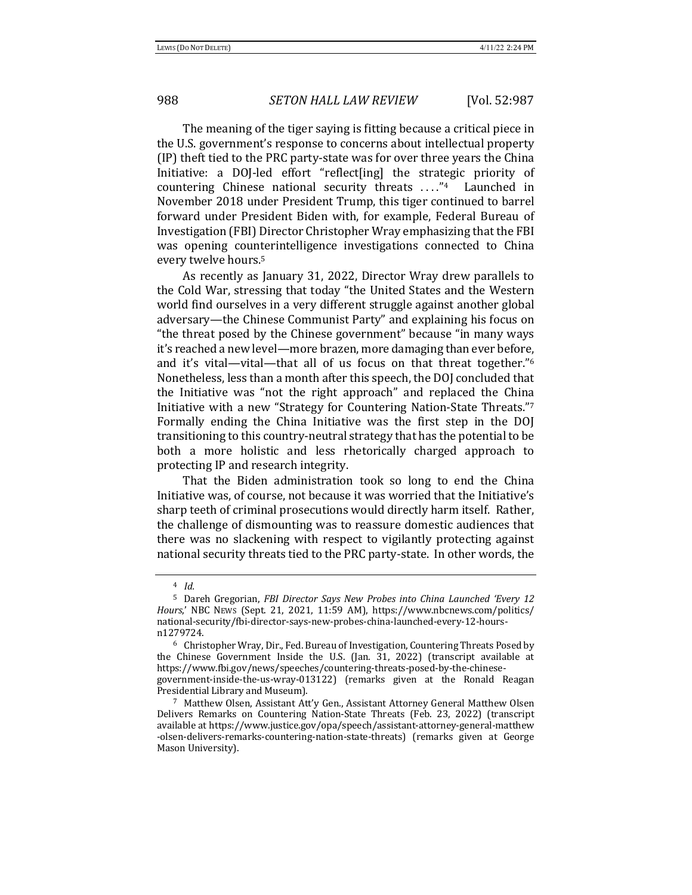The meaning of the tiger saying is fitting because a critical piece in the U.S. government's response to concerns about intellectual property (IP) theft tied to the PRC party-state was for over three years the China Initiative: a DOJ-led effort "reflect[ing] the strategic priority of countering Chinese national security threats . . . ."[4] Launched in November 2018 under President Trump, this tiger continued to barrel forward under President Biden with, for example, Federal Bureau of Investigation (FBI) Director Christopher Wray emphasizing that the FBI was opening counterintelligence investigations connected to China every twelve hours.[5]

As recently as January 31, 2022, Director Wray drew parallels to the Cold War, stressing that today "the United States and the Western world find ourselves in a very different struggle against another global adversary—the Chinese Communist Party" and explaining his focus on "the threat posed by the Chinese government" because "in many ways it's reached a new level—more brazen, more damaging than ever before, and it's vital—vital—that all of us focus on that threat together."[6] Nonetheless, less than a month after this speech, the DOJ concluded that the Initiative was "not the right approach" and replaced the China Initiative with a new "Strategy for Countering Nation-State Threats."[7] Formally ending the China Initiative was the first step in the DOJ transitioning to this country-neutral strategy that has the potential to be both a more holistic and less rhetorically charged approach to protecting IP and research integrity.

That the Biden administration took so long to end the China Initiative was, of course, not because it was worried that the Initiative's sharp teeth of criminal prosecutions would directly harm itself. Rather, the challenge of dismounting was to reassure domestic audiences that there was no slackening with respect to vigilantly protecting against national security threats tied to the PRC party-state. In other words, the

---

[4] *Id.*

[5] Dareh Gregorian, *FBI Director Says New Probes into China Launched 'Every 12 Hours*,' NBC NEWS (Sept. 21, 2021, 11:59 AM), https://www.nbcnews.com/politics/national-security/fbi-director-says-new-probes-china-launched-every-12-hours-n1279724.

[6] Christopher Wray, Dir., Fed. Bureau of Investigation, Countering Threats Posed by the Chinese Government Inside the U.S. (Jan. 31, 2022) (transcript available at https://www.fbi.gov/news/speeches/countering-threats-posed-by-the-chinese-government-inside-the-us-wray-013122) (remarks given at the Ronald Reagan Presidential Library and Museum).

[7] Matthew Olsen, Assistant Att'y Gen., Assistant Attorney General Matthew Olsen Delivers Remarks on Countering Nation-State Threats (Feb. 23, 2022) (transcript available at https://www.justice.gov/opa/speech/assistant-attorney-general-matthew-olsen-delivers-remarks-countering-nation-state-threats) (remarks given at George Mason University).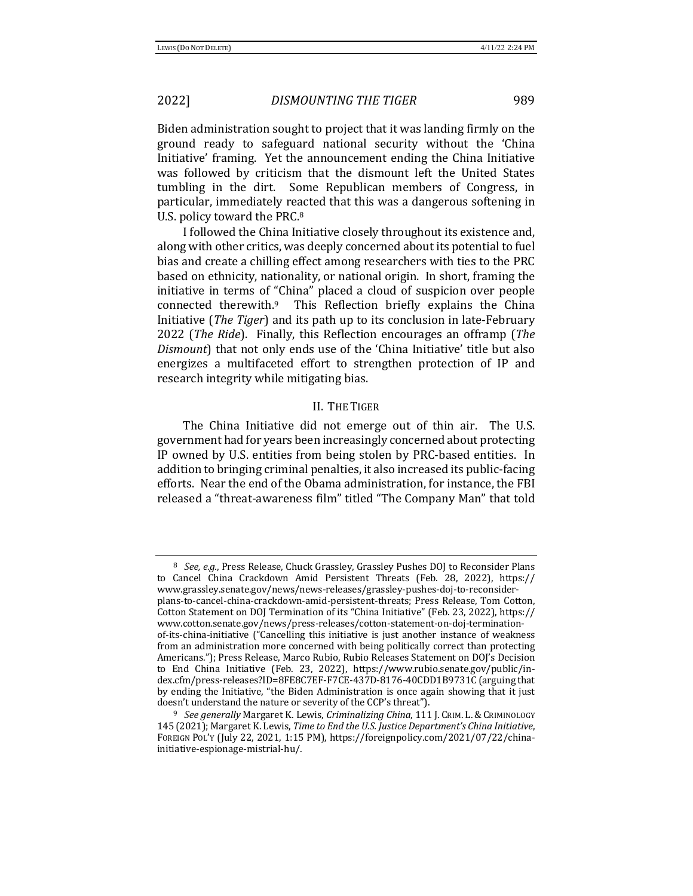Biden administration sought to project that it was landing firmly on the ground ready to safeguard national security without the 'China Initiative' framing. Yet the announcement ending the China Initiative was followed by criticism that the dismount left the United States tumbling in the dirt. Some Republican members of Congress, in particular, immediately reacted that this was a dangerous softening in U.S. policy toward the PRC.[8]

I followed the China Initiative closely throughout its existence and, along with other critics, was deeply concerned about its potential to fuel bias and create a chilling effect among researchers with ties to the PRC based on ethnicity, nationality, or national origin. In short, framing the initiative in terms of "China" placed a cloud of suspicion over people connected therewith.[9] This Reflection briefly explains the China Initiative (*The Tiger*) and its path up to its conclusion in late-February 2022 (*The Ride*). Finally, this Reflection encourages an offramp (*The Dismount*) that not only ends use of the 'China Initiative' title but also energizes a multifaceted effort to strengthen protection of IP and research integrity while mitigating bias.

## II. The Tiger

The China Initiative did not emerge out of thin air. The U.S. government had for years been increasingly concerned about protecting IP owned by U.S. entities from being stolen by PRC-based entities. In addition to bringing criminal penalties, it also increased its public-facing efforts. Near the end of the Obama administration, for instance, the FBI released a "threat-awareness film" titled "The Company Man" that told

---

[8] *See, e.g.*, Press Release, Chuck Grassley, Grassley Pushes DOJ to Reconsider Plans to Cancel China Crackdown Amid Persistent Threats (Feb. 28, 2022), https://www.grassley.senate.gov/news/news-releases/grassley-pushes-doj-to-reconsider-plans-to-cancel-china-crackdown-amid-persistent-threats; Press Release, Tom Cotton, Cotton Statement on DOJ Termination of its "China Initiative" (Feb. 23, 2022), https://www.cotton.senate.gov/news/press-releases/cotton-statement-on-doj-termination-of-its-china-initiative ("Cancelling this initiative is just another instance of weakness from an administration more concerned with being politically correct than protecting Americans."); Press Release, Marco Rubio, Rubio Releases Statement on DOJ's Decision to End China Initiative (Feb. 23, 2022), https://www.rubio.senate.gov/public/index.cfm/press-releases?ID=8FE8C7EF-F7CE-437D-8176-40CDD1B9731C (arguing that by ending the Initiative, "the Biden Administration is once again showing that it just doesn't understand the nature or severity of the CCP's threat").

[9] *See generally* Margaret K. Lewis, *Criminalizing China*, 111 J. Crim. L. & Criminology 145 (2021); Margaret K. Lewis, *Time to End the U.S. Justice Department's China Initiative*, Foreign Pol'y (July 22, 2021, 1:15 PM), https://foreignpolicy.com/2021/07/22/china-initiative-espionage-mistrial-hu/.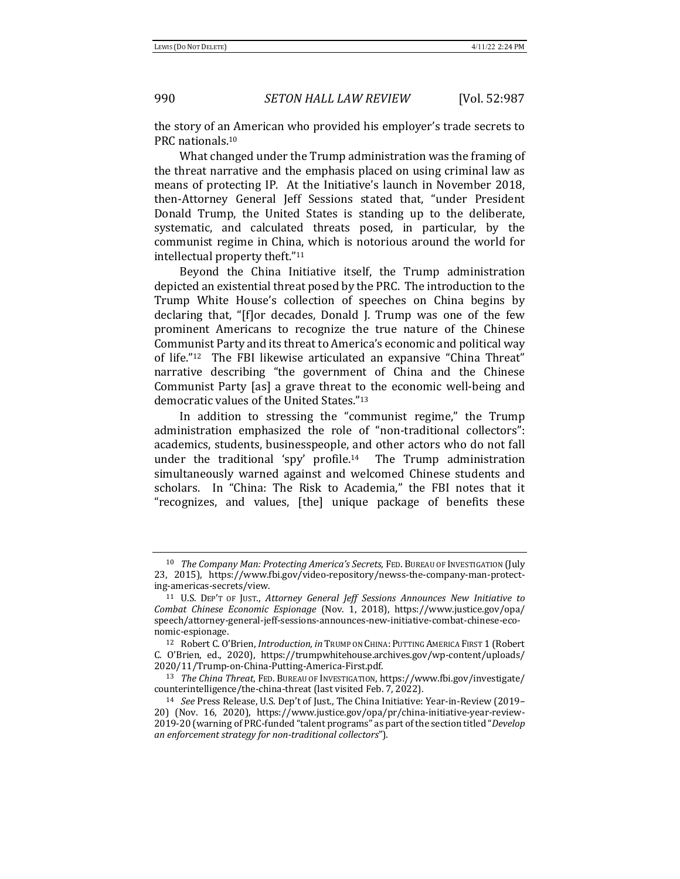the story of an American who provided his employer's trade secrets to PRC nationals.[10]

What changed under the Trump administration was the framing of the threat narrative and the emphasis placed on using criminal law as means of protecting IP. At the Initiative's launch in November 2018, then-Attorney General Jeff Sessions stated that, "under President Donald Trump, the United States is standing up to the deliberate, systematic, and calculated threats posed, in particular, by the communist regime in China, which is notorious around the world for intellectual property theft."[11]

Beyond the China Initiative itself, the Trump administration depicted an existential threat posed by the PRC. The introduction to the Trump White House's collection of speeches on China begins by declaring that, "[f]or decades, Donald J. Trump was one of the few prominent Americans to recognize the true nature of the Chinese Communist Party and its threat to America's economic and political way of life."[12] The FBI likewise articulated an expansive "China Threat" narrative describing "the government of China and the Chinese Communist Party [as] a grave threat to the economic well-being and democratic values of the United States."[13]

In addition to stressing the "communist regime," the Trump administration emphasized the role of "non-traditional collectors": academics, students, businesspeople, and other actors who do not fall under the traditional 'spy' profile.[14] The Trump administration simultaneously warned against and welcomed Chinese students and scholars. In "China: The Risk to Academia," the FBI notes that it "recognizes, and values, [the] unique package of benefits these

---

[10] *The Company Man: Protecting America's Secrets*, FED. BUREAU OF INVESTIGATION (July 23, 2015), https://www.fbi.gov/video-repository/newss-the-company-man-protecting-americas-secrets/view.

[11] U.S. DEP'T OF JUST., *Attorney General Jeff Sessions Announces New Initiative to Combat Chinese Economic Espionage* (Nov. 1, 2018), https://www.justice.gov/opa/speech/attorney-general-jeff-sessions-announces-new-initiative-combat-chinese-economic-espionage.

[12] Robert C. O'Brien, *Introduction*, *in* TRUMP ON CHINA: PUTTING AMERICA FIRST 1 (Robert C. O'Brien, ed., 2020), https://trumpwhitehouse.archives.gov/wp-content/uploads/2020/11/Trump-on-China-Putting-America-First.pdf.

[13] *The China Threat*, FED. BUREAU OF INVESTIGATION, https://www.fbi.gov/investigate/counterintelligence/the-china-threat (last visited Feb. 7, 2022).

[14] *See* Press Release, U.S. Dep't of Just., The China Initiative: Year-in-Review (2019–20) (Nov. 16, 2020), https://www.justice.gov/opa/pr/china-initiative-year-review-2019-20 (warning of PRC-funded "talent programs" as part of the section titled "*Develop an enforcement strategy for non-traditional collectors*").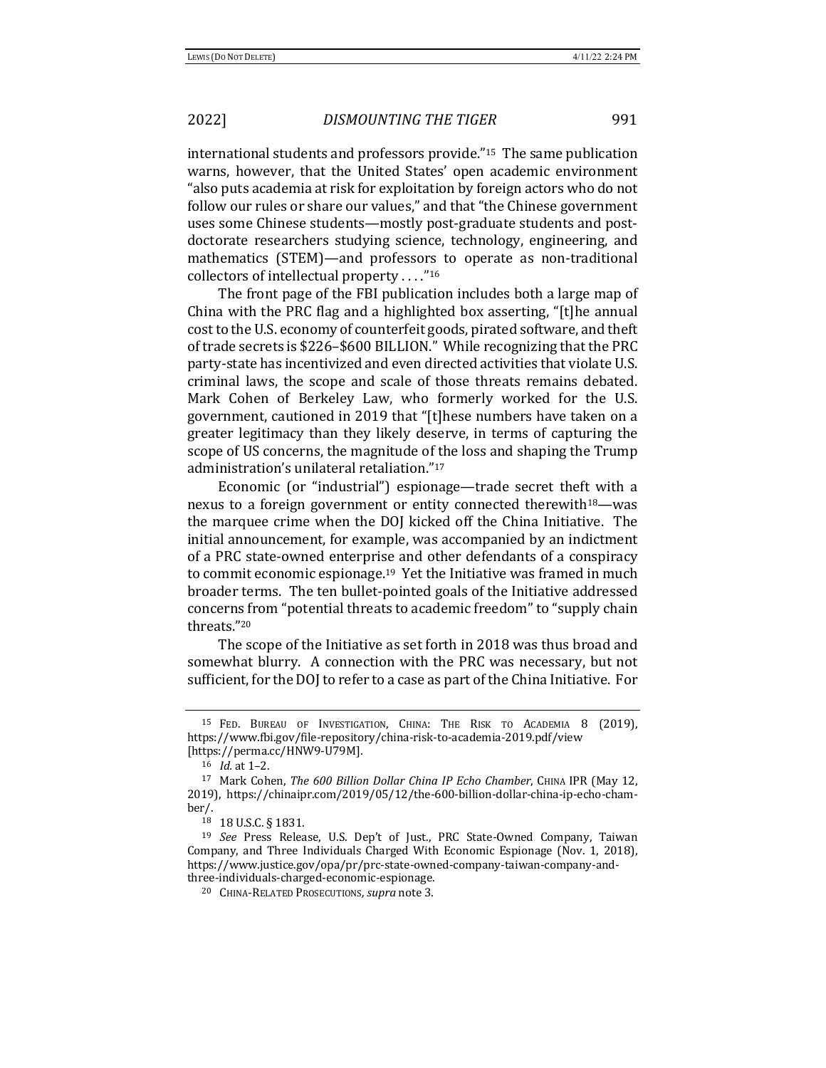international students and professors provide."[15] The same publication warns, however, that the United States' open academic environment "also puts academia at risk for exploitation by foreign actors who do not follow our rules or share our values," and that "the Chinese government uses some Chinese students—mostly post-graduate students and post-doctorate researchers studying science, technology, engineering, and mathematics (STEM)—and professors to operate as non-traditional collectors of intellectual property . . . ."[16]

The front page of the FBI publication includes both a large map of China with the PRC flag and a highlighted box asserting, "[t]he annual cost to the U.S. economy of counterfeit goods, pirated software, and theft of trade secrets is $226–$600 BILLION." While recognizing that the PRC party-state has incentivized and even directed activities that violate U.S. criminal laws, the scope and scale of those threats remains debated. Mark Cohen of Berkeley Law, who formerly worked for the U.S. government, cautioned in 2019 that "[t]hese numbers have taken on a greater legitimacy than they likely deserve, in terms of capturing the scope of US concerns, the magnitude of the loss and shaping the Trump administration's unilateral retaliation."[17]

Economic (or "industrial") espionage—trade secret theft with a nexus to a foreign government or entity connected therewith[18]—was the marquee crime when the DOJ kicked off the China Initiative. The initial announcement, for example, was accompanied by an indictment of a PRC state-owned enterprise and other defendants of a conspiracy to commit economic espionage.[19] Yet the Initiative was framed in much broader terms. The ten bullet-pointed goals of the Initiative addressed concerns from "potential threats to academic freedom" to "supply chain threats."[20]

The scope of the Initiative as set forth in 2018 was thus broad and somewhat blurry. A connection with the PRC was necessary, but not sufficient, for the DOJ to refer to a case as part of the China Initiative. For

---

[15] FED. BUREAU OF INVESTIGATION, CHINA: THE RISK TO ACADEMIA 8 (2019), https://www.fbi.gov/file-repository/china-risk-to-academia-2019.pdf/view [https://perma.cc/HNW9-U79M].

[16] *Id.* at 1–2.

[17] Mark Cohen, *The 600 Billion Dollar China IP Echo Chamber*, CHINA IPR (May 12, 2019), https://chinaipr.com/2019/05/12/the-600-billion-dollar-china-ip-echo-chamber/.

[18] 18 U.S.C. § 1831.

[19] *See* Press Release, U.S. Dep't of Just., PRC State-Owned Company, Taiwan Company, and Three Individuals Charged With Economic Espionage (Nov. 1, 2018), https://www.justice.gov/opa/pr/prc-state-owned-company-taiwan-company-and-three-individuals-charged-economic-espionage.

[20] CHINA-RELATED PROSECUTIONS, *supra* note 3.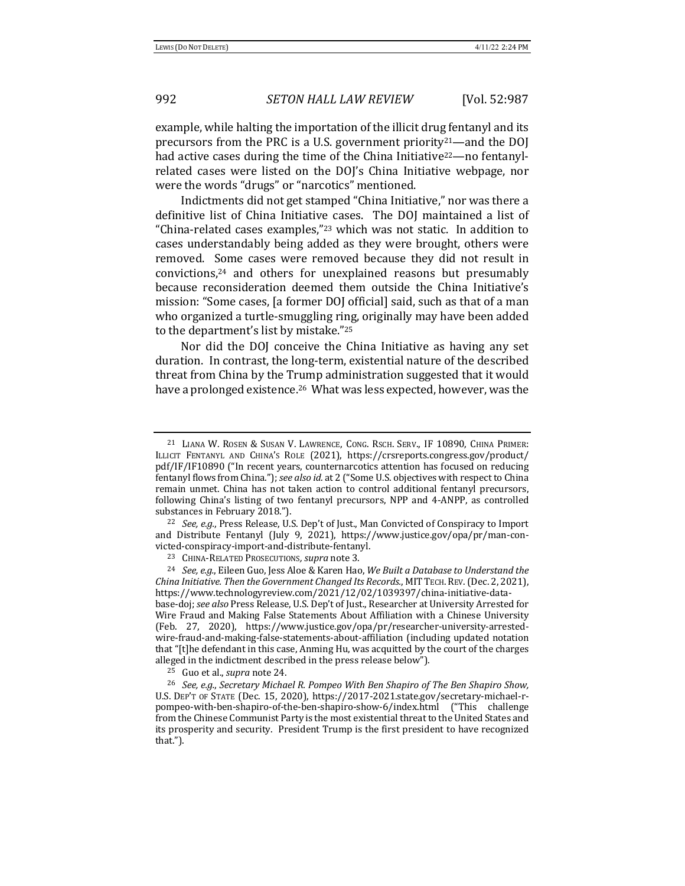example, while halting the importation of the illicit drug fentanyl and its precursors from the PRC is a U.S. government priority[21]—and the DOJ had active cases during the time of the China Initiative[22]—no fentanyl-related cases were listed on the DOJ's China Initiative webpage, nor were the words "drugs" or "narcotics" mentioned.

Indictments did not get stamped "China Initiative," nor was there a definitive list of China Initiative cases. The DOJ maintained a list of "China-related cases examples,"[23] which was not static. In addition to cases understandably being added as they were brought, others were removed. Some cases were removed because they did not result in convictions,[24] and others for unexplained reasons but presumably because reconsideration deemed them outside the China Initiative's mission: "Some cases, [a former DOJ official] said, such as that of a man who organized a turtle-smuggling ring, originally may have been added to the department's list by mistake."[25]

Nor did the DOJ conceive the China Initiative as having any set duration. In contrast, the long-term, existential nature of the described threat from China by the Trump administration suggested that it would have a prolonged existence.[26] What was less expected, however, was the

---

[21] LIANA W. ROSEN & SUSAN V. LAWRENCE, CONG. RSCH. SERV., IF 10890, CHINA PRIMER: ILLICIT FENTANYL AND CHINA'S ROLE (2021), https://crsreports.congress.gov/product/pdf/IF/IF10890 ("In recent years, counternarcotics attention has focused on reducing fentanyl flows from China."); *see also id.* at 2 ("Some U.S. objectives with respect to China remain unmet. China has not taken action to control additional fentanyl precursors, following China's listing of two fentanyl precursors, NPP and 4-ANPP, as controlled substances in February 2018.").

[22] *See, e.g.*, Press Release, U.S. Dep't of Just., Man Convicted of Conspiracy to Import and Distribute Fentanyl (July 9, 2021), https://www.justice.gov/opa/pr/man-convicted-conspiracy-import-and-distribute-fentanyl.

[23] CHINA-RELATED PROSECUTIONS, *supra* note 3.

[24] *See, e.g.*, Eileen Guo, Jess Aloe & Karen Hao, *We Built a Database to Understand the China Initiative. Then the Government Changed Its Records.*, MIT TECH. REV. (Dec. 2, 2021), https://www.technologyreview.com/2021/12/02/1039397/china-initiative-database-doj; *see also* Press Release, U.S. Dep't of Just., Researcher at University Arrested for Wire Fraud and Making False Statements About Affiliation with a Chinese University (Feb. 27, 2020), https://www.justice.gov/opa/pr/researcher-university-arrested-wire-fraud-and-making-false-statements-about-affiliation (including updated notation that "[t]he defendant in this case, Anming Hu, was acquitted by the court of the charges alleged in the indictment described in the press release below").

[25] Guo et al., *supra* note 24.

[26] *See, e.g.*, *Secretary Michael R. Pompeo With Ben Shapiro of The Ben Shapiro Show,* U.S. DEP'T OF STATE (Dec. 15, 2020), https://2017-2021.state.gov/secretary-michael-r-pompeo-with-ben-shapiro-of-the-ben-shapiro-show-6/index.html ("This challenge from the Chinese Communist Party is the most existential threat to the United States and its prosperity and security. President Trump is the first president to have recognized that.").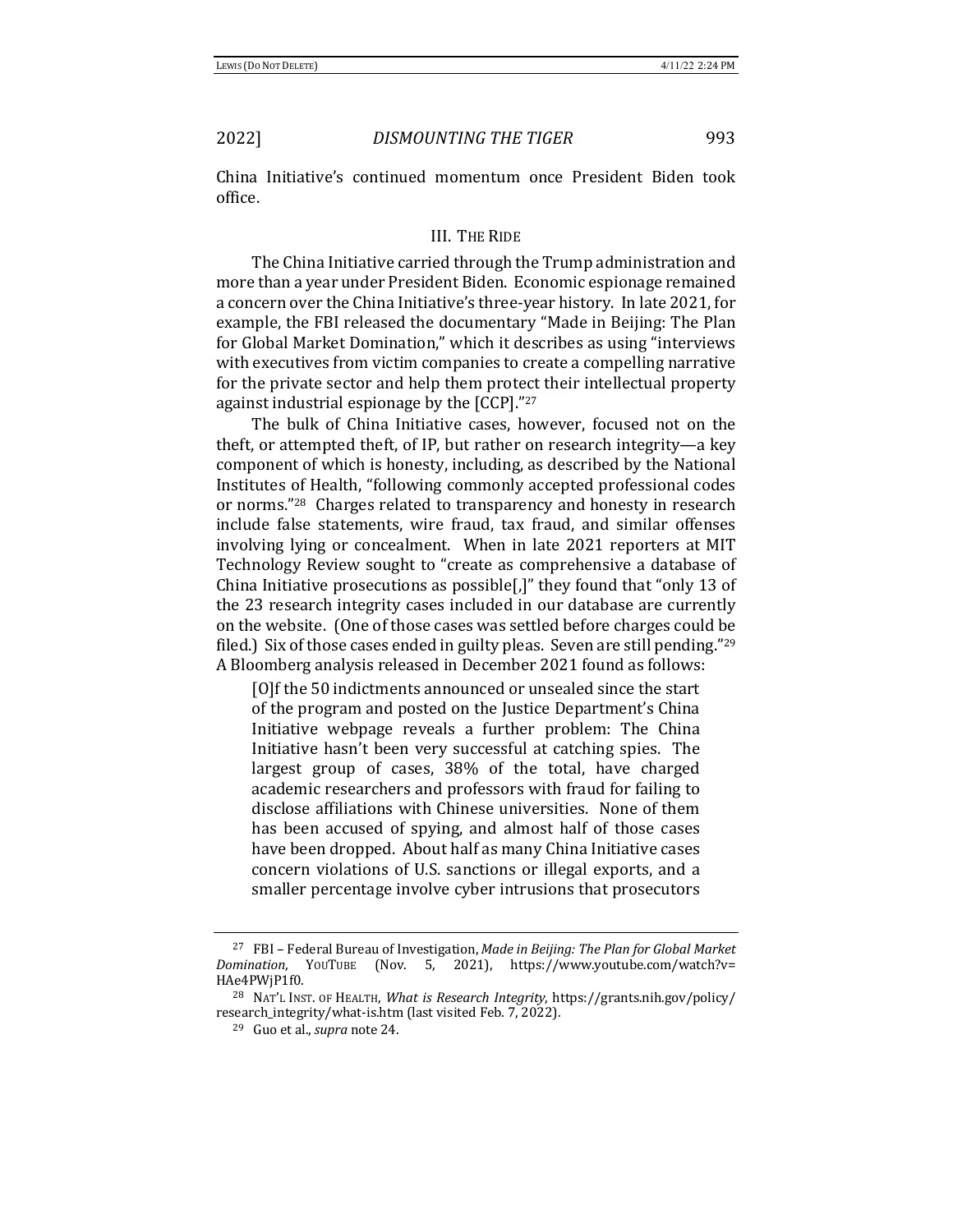China Initiative's continued momentum once President Biden took office.

## III. The Ride

The China Initiative carried through the Trump administration and more than a year under President Biden. Economic espionage remained a concern over the China Initiative's three-year history. In late 2021, for example, the FBI released the documentary "Made in Beijing: The Plan for Global Market Domination," which it describes as using "interviews with executives from victim companies to create a compelling narrative for the private sector and help them protect their intellectual property against industrial espionage by the [CCP]."[27]

The bulk of China Initiative cases, however, focused not on the theft, or attempted theft, of IP, but rather on research integrity—a key component of which is honesty, including, as described by the National Institutes of Health, "following commonly accepted professional codes or norms."[28] Charges related to transparency and honesty in research include false statements, wire fraud, tax fraud, and similar offenses involving lying or concealment. When in late 2021 reporters at MIT Technology Review sought to "create as comprehensive a database of China Initiative prosecutions as possible[,]" they found that "only 13 of the 23 research integrity cases included in our database are currently on the website. (One of those cases was settled before charges could be filed.) Six of those cases ended in guilty pleas. Seven are still pending."[29] A Bloomberg analysis released in December 2021 found as follows:

> [O]f the 50 indictments announced or unsealed since the start of the program and posted on the Justice Department's China Initiative webpage reveals a further problem: The China Initiative hasn't been very successful at catching spies. The largest group of cases, 38% of the total, have charged academic researchers and professors with fraud for failing to disclose affiliations with Chinese universities. None of them has been accused of spying, and almost half of those cases have been dropped. About half as many China Initiative cases concern violations of U.S. sanctions or illegal exports, and a smaller percentage involve cyber intrusions that prosecutors

---

[27] FBI – Federal Bureau of Investigation, *Made in Beijing: The Plan for Global Market Domination*, YouTube (Nov. 5, 2021), https://www.youtube.com/watch?v=HAe4PWjP1f0.

[28] Nat'l Inst. of Health, *What is Research Integrity*, https://grants.nih.gov/policy/research_integrity/what-is.htm (last visited Feb. 7, 2022).

[29] Guo et al., *supra* note 24.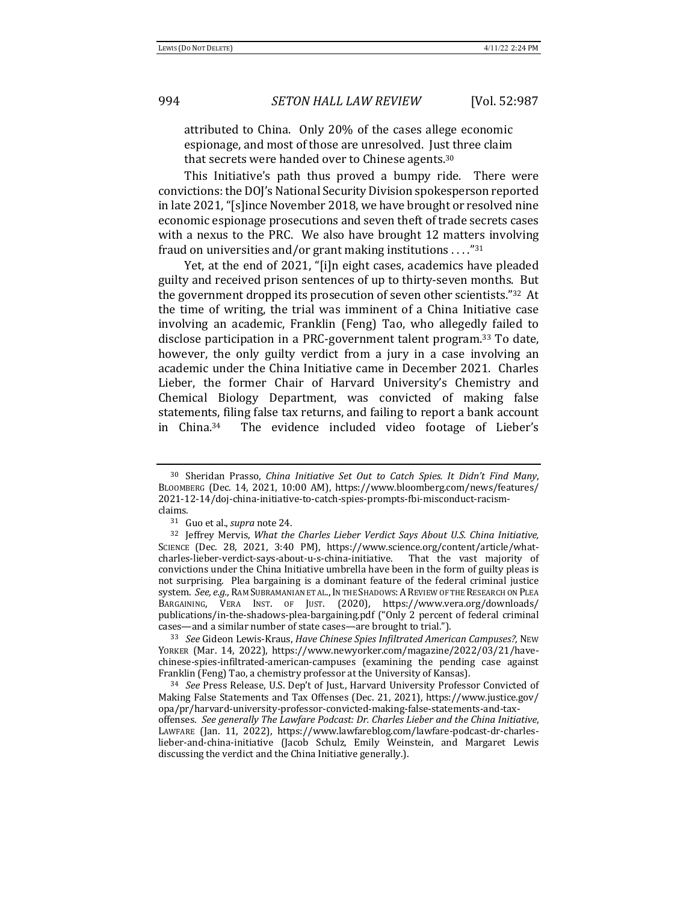attributed to China. Only 20% of the cases allege economic espionage, and most of those are unresolved. Just three claim that secrets were handed over to Chinese agents.[30]

This Initiative's path thus proved a bumpy ride. There were convictions: the DOJ's National Security Division spokesperson reported in late 2021, "[s]ince November 2018, we have brought or resolved nine economic espionage prosecutions and seven theft of trade secrets cases with a nexus to the PRC. We also have brought 12 matters involving fraud on universities and/or grant making institutions . . . ."[31]

Yet, at the end of 2021, "[i]n eight cases, academics have pleaded guilty and received prison sentences of up to thirty-seven months. But the government dropped its prosecution of seven other scientists."[32] At the time of writing, the trial was imminent of a China Initiative case involving an academic, Franklin (Feng) Tao, who allegedly failed to disclose participation in a PRC-government talent program.[33] To date, however, the only guilty verdict from a jury in a case involving an academic under the China Initiative came in December 2021. Charles Lieber, the former Chair of Harvard University's Chemistry and Chemical Biology Department, was convicted of making false statements, filing false tax returns, and failing to report a bank account in China.[34] The evidence included video footage of Lieber's

---

[30] Sheridan Prasso, *China Initiative Set Out to Catch Spies. It Didn't Find Many*, BLOOMBERG (Dec. 14, 2021, 10:00 AM), https://www.bloomberg.com/news/features/2021-12-14/doj-china-initiative-to-catch-spies-prompts-fbi-misconduct-racism-claims.

[31] Guo et al., *supra* note 24.

[32] Jeffrey Mervis, *What the Charles Lieber Verdict Says About U.S. China Initiative,* SCIENCE (Dec. 28, 2021, 3:40 PM), https://www.science.org/content/article/what-charles-lieber-verdict-says-about-u-s-china-initiative. That the vast majority of convictions under the China Initiative umbrella have been in the form of guilty pleas is not surprising. Plea bargaining is a dominant feature of the federal criminal justice system. *See, e.g.*, RAM SUBRAMANIAN ET AL., IN THE SHADOWS: A REVIEW OF THE RESEARCH ON PLEA BARGAINING, VERA INST. OF JUST. (2020), https://www.vera.org/downloads/publications/in-the-shadows-plea-bargaining.pdf ("Only 2 percent of federal criminal cases—and a similar number of state cases—are brought to trial.").

[33] *See* Gideon Lewis-Kraus, *Have Chinese Spies Infiltrated American Campuses?*, NEW YORKER (Mar. 14, 2022), https://www.newyorker.com/magazine/2022/03/21/have-chinese-spies-infiltrated-american-campuses (examining the pending case against Franklin (Feng) Tao, a chemistry professor at the University of Kansas).

[34] *See* Press Release, U.S. Dep't of Just., Harvard University Professor Convicted of Making False Statements and Tax Offenses (Dec. 21, 2021), https://www.justice.gov/opa/pr/harvard-university-professor-convicted-making-false-statements-and-tax-offenses. *See generally The Lawfare Podcast: Dr. Charles Lieber and the China Initiative*, LAWFARE (Jan. 11, 2022), https://www.lawfareblog.com/lawfare-podcast-dr-charles-lieber-and-china-initiative (Jacob Schulz, Emily Weinstein, and Margaret Lewis discussing the verdict and the China Initiative generally.).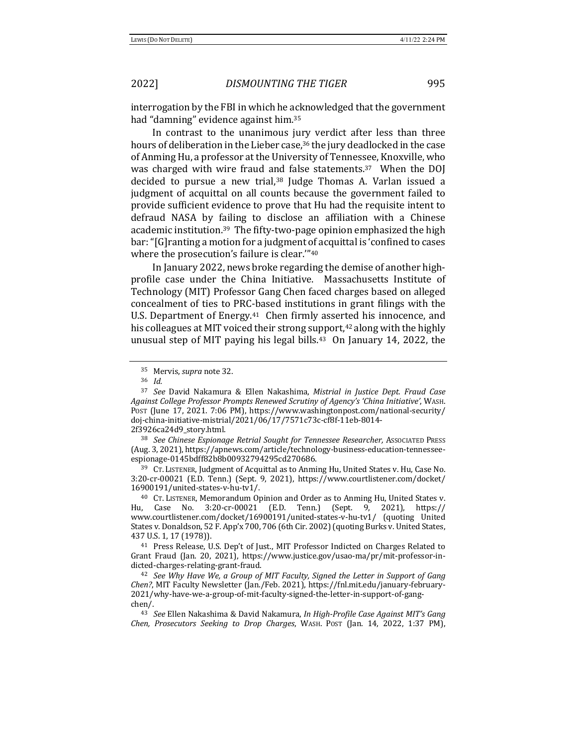interrogation by the FBI in which he acknowledged that the government had "damning" evidence against him.[35]

In contrast to the unanimous jury verdict after less than three hours of deliberation in the Lieber case,[36] the jury deadlocked in the case of Anming Hu, a professor at the University of Tennessee, Knoxville, who was charged with wire fraud and false statements.[37] When the DOJ decided to pursue a new trial,[38] Judge Thomas A. Varlan issued a judgment of acquittal on all counts because the government failed to provide sufficient evidence to prove that Hu had the requisite intent to defraud NASA by failing to disclose an affiliation with a Chinese academic institution.[39] The fifty-two-page opinion emphasized the high bar: "[G]ranting a motion for a judgment of acquittal is 'confined to cases where the prosecution's failure is clear.'"[40]

In January 2022, news broke regarding the demise of another high-profile case under the China Initiative. Massachusetts Institute of Technology (MIT) Professor Gang Chen faced charges based on alleged concealment of ties to PRC-based institutions in grant filings with the U.S. Department of Energy.[41] Chen firmly asserted his innocence, and his colleagues at MIT voiced their strong support,[42] along with the highly unusual step of MIT paying his legal bills.[43] On January 14, 2022, the

---

[35] Mervis, *supra* note 32.

[36] *Id.*

[37] *See* David Nakamura & Ellen Nakashima, *Mistrial in Justice Dept. Fraud Case Against College Professor Prompts Renewed Scrutiny of Agency's 'China Initiative'*, WASH. POST (June 17, 2021. 7:06 PM), https://www.washingtonpost.com/national-security/doj-china-initiative-mistrial/2021/06/17/7571c73c-cf8f-11eb-8014-2f3926ca24d9_story.html.

[38] *See Chinese Espionage Retrial Sought for Tennessee Researcher,* ASSOCIATED PRESS (Aug. 3, 2021), https://apnews.com/article/technology-business-education-tennessee-espionage-0145bdff82b8b00932794295cd270686.

[39] CT. LISTENER, Judgment of Acquittal as to Anming Hu, United States v. Hu, Case No. 3:20-cr-00021 (E.D. Tenn.) (Sept. 9, 2021), https://www.courtlistener.com/docket/16900191/united-states-v-hu-tv1/.

[40] CT. LISTENER, Memorandum Opinion and Order as to Anming Hu, United States v. Hu, Case No. 3:20-cr-00021 (E.D. Tenn.) (Sept. 9, 2021), https://www.courtlistener.com/docket/16900191/united-states-v-hu-tv1/ (quoting United States v. Donaldson, 52 F. App'x 700, 706 (6th Cir. 2002) (quoting Burks v. United States, 437 U.S. 1, 17 (1978)).

[41] Press Release, U.S. Dep't of Just., MIT Professor Indicted on Charges Related to Grant Fraud (Jan. 20, 2021), https://www.justice.gov/usao-ma/pr/mit-professor-indicted-charges-relating-grant-fraud.

[42] *See Why Have We, a Group of MIT Faculty, Signed the Letter in Support of Gang Chen?*, MIT Faculty Newsletter (Jan./Feb. 2021), https://fnl.mit.edu/january-february-2021/why-have-we-a-group-of-mit-faculty-signed-the-letter-in-support-of-gang-chen/.

[43] *See* Ellen Nakashima & David Nakamura, *In High-Profile Case Against MIT's Gang Chen, Prosecutors Seeking to Drop Charges*, WASH. POST (Jan. 14, 2022, 1:37 PM),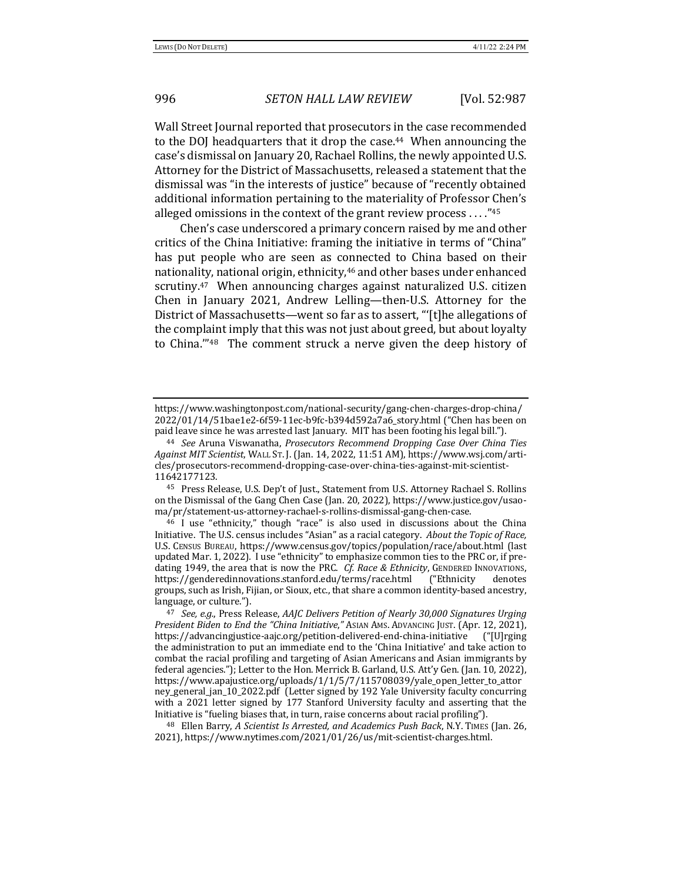Wall Street Journal reported that prosecutors in the case recommended to the DOJ headquarters that it drop the case.[44] When announcing the case's dismissal on January 20, Rachael Rollins, the newly appointed U.S. Attorney for the District of Massachusetts, released a statement that the dismissal was "in the interests of justice" because of "recently obtained additional information pertaining to the materiality of Professor Chen's alleged omissions in the context of the grant review process . . . ."[45]

Chen's case underscored a primary concern raised by me and other critics of the China Initiative: framing the initiative in terms of "China" has put people who are seen as connected to China based on their nationality, national origin, ethnicity,[46] and other bases under enhanced scrutiny.[47] When announcing charges against naturalized U.S. citizen Chen in January 2021, Andrew Lelling—then-U.S. Attorney for the District of Massachusetts—went so far as to assert, "'[t]he allegations of the complaint imply that this was not just about greed, but about loyalty to China.'"[48] The comment struck a nerve given the deep history of

---

https://www.washingtonpost.com/national-security/gang-chen-charges-drop-china/2022/01/14/51bae1e2-6f59-11ec-b9fc-b394d592a7a6_story.html ("Chen has been on paid leave since he was arrested last January. MIT has been footing his legal bill.").

[44] *See* Aruna Viswanatha, *Prosecutors Recommend Dropping Case Over China Ties Against MIT Scientist*, WALL ST. J. (Jan. 14, 2022, 11:51 AM), https://www.wsj.com/articles/prosecutors-recommend-dropping-case-over-china-ties-against-mit-scientist-11642177123.

[45] Press Release, U.S. Dep't of Just., Statement from U.S. Attorney Rachael S. Rollins on the Dismissal of the Gang Chen Case (Jan. 20, 2022), https://www.justice.gov/usao-ma/pr/statement-us-attorney-rachael-s-rollins-dismissal-gang-chen-case.

[46] I use "ethnicity," though "race" is also used in discussions about the China Initiative. The U.S. census includes "Asian" as a racial category. *About the Topic of Race,* U.S. CENSUS BUREAU, https://www.census.gov/topics/population/race/about.html (last updated Mar. 1, 2022). I use "ethnicity" to emphasize common ties to the PRC or, if predating 1949, the area that is now the PRC. *Cf. Race & Ethnicity*, GENDERED INNOVATIONS, https://genderedinnovations.stanford.edu/terms/race.html ("Ethnicity denotes groups, such as Irish, Fijian, or Sioux, etc., that share a common identity-based ancestry, language, or culture.").

[47] *See, e.g.*, Press Release, *AAJC Delivers Petition of Nearly 30,000 Signatures Urging President Biden to End the "China Initiative*,*"* ASIAN AMS. ADVANCING JUST. (Apr. 12, 2021), https://advancingjustice-aajc.org/petition-delivered-end-china-initiative ("[U]rging the administration to put an immediate end to the 'China Initiative' and take action to combat the racial profiling and targeting of Asian Americans and Asian immigrants by federal agencies."); Letter to the Hon. Merrick B. Garland, U.S. Att'y Gen. (Jan. 10, 2022), https://www.apajustice.org/uploads/1/1/5/7/115708039/yale_open_letter_to_attorney_general_jan_10_2022.pdf (Letter signed by 192 Yale University faculty concurring with a 2021 letter signed by 177 Stanford University faculty and asserting that the Initiative is "fueling biases that, in turn, raise concerns about racial profiling").

[48] Ellen Barry, *A Scientist Is Arrested, and Academics Push Back*, N.Y. TIMES (Jan. 26, 2021), https://www.nytimes.com/2021/01/26/us/mit-scientist-charges.html.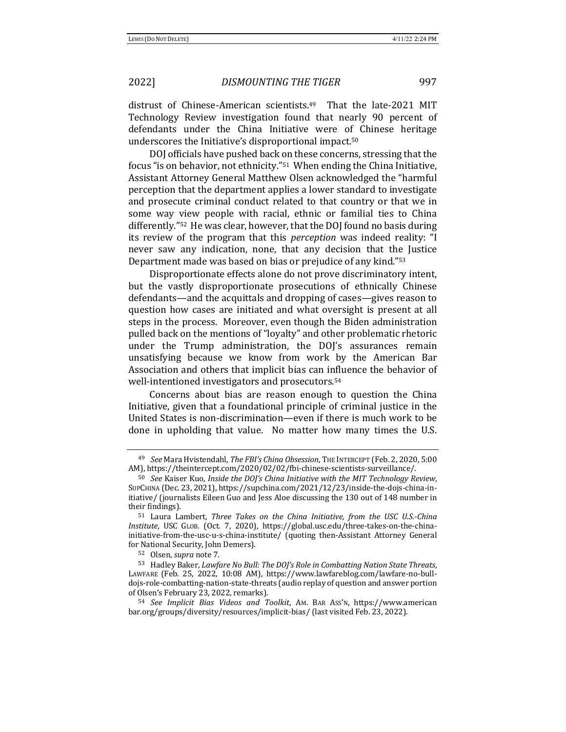distrust of Chinese-American scientists.[49] That the late-2021 MIT Technology Review investigation found that nearly 90 percent of defendants under the China Initiative were of Chinese heritage underscores the Initiative's disproportional impact.[50]

DOJ officials have pushed back on these concerns, stressing that the focus "is on behavior, not ethnicity."[51] When ending the China Initiative, Assistant Attorney General Matthew Olsen acknowledged the "harmful perception that the department applies a lower standard to investigate and prosecute criminal conduct related to that country or that we in some way view people with racial, ethnic or familial ties to China differently."[52] He was clear, however, that the DOJ found no basis during its review of the program that this *perception* was indeed reality: "I never saw any indication, none, that any decision that the Justice Department made was based on bias or prejudice of any kind."[53]

Disproportionate effects alone do not prove discriminatory intent, but the vastly disproportionate prosecutions of ethnically Chinese defendants—and the acquittals and dropping of cases—gives reason to question how cases are initiated and what oversight is present at all steps in the process. Moreover, even though the Biden administration pulled back on the mentions of "loyalty" and other problematic rhetoric under the Trump administration, the DOJ's assurances remain unsatisfying because we know from work by the American Bar Association and others that implicit bias can influence the behavior of well-intentioned investigators and prosecutors.[54]

Concerns about bias are reason enough to question the China Initiative, given that a foundational principle of criminal justice in the United States is non-discrimination—even if there is much work to be done in upholding that value. No matter how many times the U.S.

---

[49] *See* Mara Hvistendahl, *The FBI's China Obsession*, THE INTERCEPT (Feb. 2, 2020, 5:00 AM), https://theintercept.com/2020/02/02/fbi-chinese-scientists-surveillance/.

[50] *See* Kaiser Kuo, *Inside the DOJ's China Initiative with the MIT Technology Review*, SUPCHINA (Dec. 23, 2021), https://supchina.com/2021/12/23/inside-the-dojs-china-initiative/ (journalists Eileen Guo and Jess Aloe discussing the 130 out of 148 number in their findings).

[51] Laura Lambert, *Three Takes on the China Initiative, from the USC U.S.-China Institute*, USC GLOB. (Oct. 7, 2020), https://global.usc.edu/three-takes-on-the-china-initiative-from-the-usc-u-s-china-institute/ (quoting then-Assistant Attorney General for National Security, John Demers).

[52] Olsen, *supra* note 7.

[53] Hadley Baker, *Lawfare No Bull: The DOJ's Role in Combatting Nation State Threats*, LAWFARE (Feb. 25, 2022, 10:08 AM), https://www.lawfareblog.com/lawfare-no-bull-dojs-role-combatting-nation-state-threats (audio replay of question and answer portion of Olsen's February 23, 2022, remarks).

[54] *See Implicit Bias Videos and Toolkit*, AM. BAR ASS'N, https://www.americanbar.org/groups/diversity/resources/implicit-bias/ (last visited Feb. 23, 2022).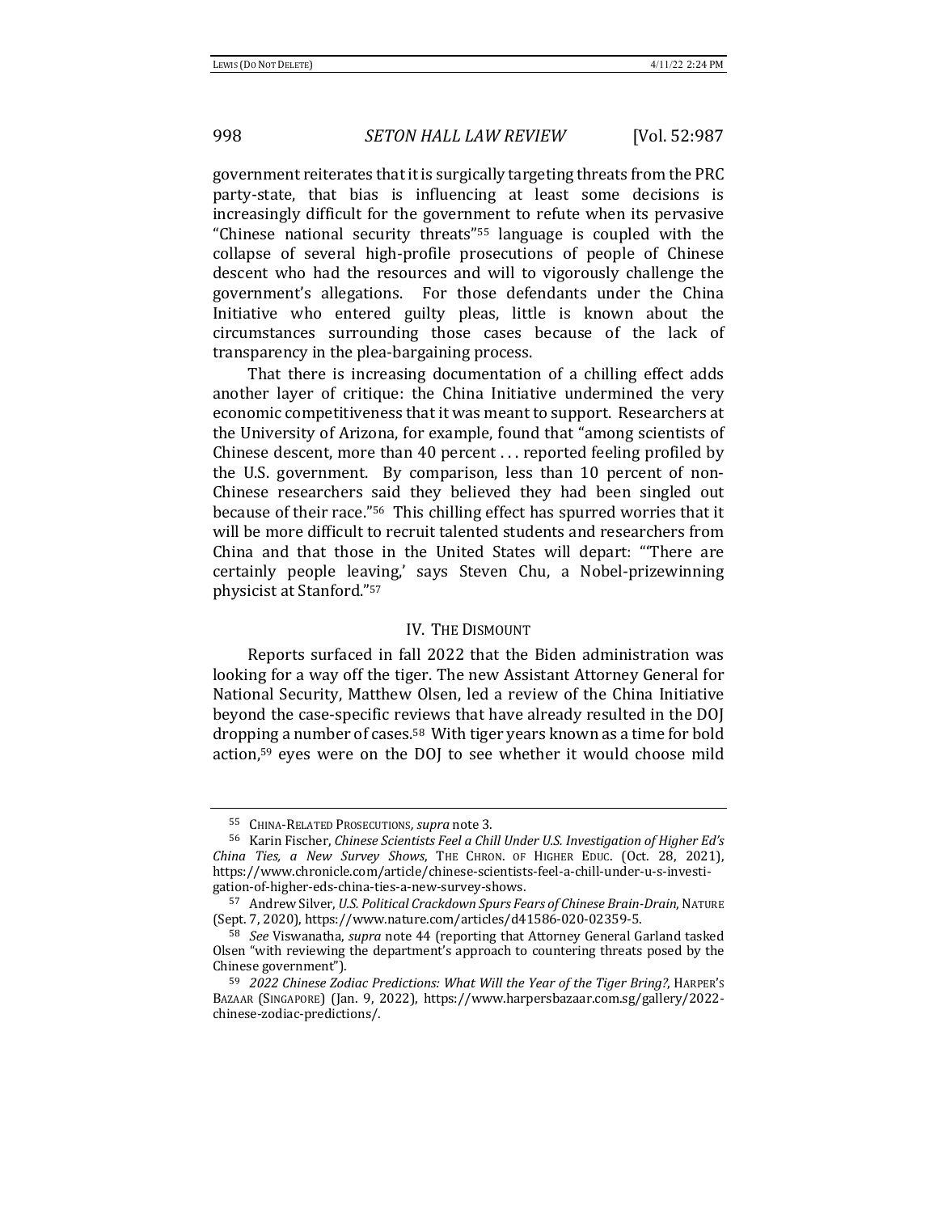government reiterates that it is surgically targeting threats from the PRC party-state, that bias is influencing at least some decisions is increasingly difficult for the government to refute when its pervasive "Chinese national security threats"[55] language is coupled with the collapse of several high-profile prosecutions of people of Chinese descent who had the resources and will to vigorously challenge the government's allegations. For those defendants under the China Initiative who entered guilty pleas, little is known about the circumstances surrounding those cases because of the lack of transparency in the plea-bargaining process.

That there is increasing documentation of a chilling effect adds another layer of critique: the China Initiative undermined the very economic competitiveness that it was meant to support. Researchers at the University of Arizona, for example, found that "among scientists of Chinese descent, more than 40 percent . . . reported feeling profiled by the U.S. government. By comparison, less than 10 percent of non-Chinese researchers said they believed they had been singled out because of their race."[56] This chilling effect has spurred worries that it will be more difficult to recruit talented students and researchers from China and that those in the United States will depart: "'There are certainly people leaving,' says Steven Chu, a Nobel-prizewinning physicist at Stanford."[57]

## IV. The Dismount

Reports surfaced in fall 2022 that the Biden administration was looking for a way off the tiger. The new Assistant Attorney General for National Security, Matthew Olsen, led a review of the China Initiative beyond the case-specific reviews that have already resulted in the DOJ dropping a number of cases.[58] With tiger years known as a time for bold action,[59] eyes were on the DOJ to see whether it would choose mild

---

[55] China-Related Prosecutions, *supra* note 3.

[56] Karin Fischer, *Chinese Scientists Feel a Chill Under U.S. Investigation of Higher Ed's China Ties, a New Survey Shows*, The Chron. of Higher Educ. (Oct. 28, 2021), https://www.chronicle.com/article/chinese-scientists-feel-a-chill-under-u-s-investigation-of-higher-eds-china-ties-a-new-survey-shows.

[57] Andrew Silver, *U.S. Political Crackdown Spurs Fears of Chinese Brain-Drain*, Nature (Sept. 7, 2020), https://www.nature.com/articles/d41586-020-02359-5.

[58] *See* Viswanatha, *supra* note 44 (reporting that Attorney General Garland tasked Olsen "with reviewing the department's approach to countering threats posed by the Chinese government").

[59] *2022 Chinese Zodiac Predictions: What Will the Year of the Tiger Bring?*, Harper's Bazaar (Singapore) (Jan. 9, 2022), https://www.harpersbazaar.com.sg/gallery/2022-chinese-zodiac-predictions/.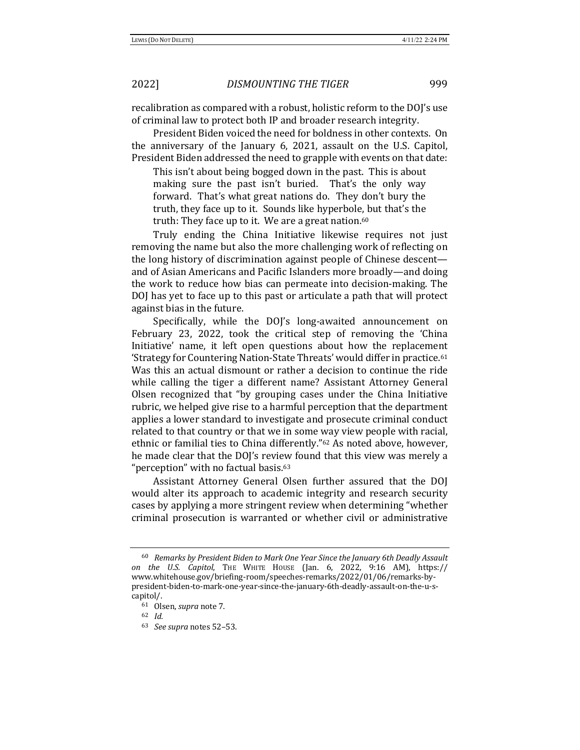recalibration as compared with a robust, holistic reform to the DOJ's use of criminal law to protect both IP and broader research integrity.

President Biden voiced the need for boldness in other contexts. On the anniversary of the January 6, 2021, assault on the U.S. Capitol, President Biden addressed the need to grapple with events on that date:

> This isn't about being bogged down in the past. This is about making sure the past isn't buried. That's the only way forward. That's what great nations do. They don't bury the truth, they face up to it. Sounds like hyperbole, but that's the truth: They face up to it. We are a great nation.[60]

Truly ending the China Initiative likewise requires not just removing the name but also the more challenging work of reflecting on the long history of discrimination against people of Chinese descent—and of Asian Americans and Pacific Islanders more broadly—and doing the work to reduce how bias can permeate into decision-making. The DOJ has yet to face up to this past or articulate a path that will protect against bias in the future.

Specifically, while the DOJ's long-awaited announcement on February 23, 2022, took the critical step of removing the 'China Initiative' name, it left open questions about how the replacement 'Strategy for Countering Nation-State Threats' would differ in practice.[61] Was this an actual dismount or rather a decision to continue the ride while calling the tiger a different name? Assistant Attorney General Olsen recognized that "by grouping cases under the China Initiative rubric, we helped give rise to a harmful perception that the department applies a lower standard to investigate and prosecute criminal conduct related to that country or that we in some way view people with racial, ethnic or familial ties to China differently."[62] As noted above, however, he made clear that the DOJ's review found that this view was merely a "perception" with no factual basis.[63]

Assistant Attorney General Olsen further assured that the DOJ would alter its approach to academic integrity and research security cases by applying a more stringent review when determining "whether criminal prosecution is warranted or whether civil or administrative

---

[60] *Remarks by President Biden to Mark One Year Since the January 6th Deadly Assault on the U.S. Capitol*, THE WHITE HOUSE (Jan. 6, 2022, 9:16 AM), https://www.whitehouse.gov/briefing-room/speeches-remarks/2022/01/06/remarks-by-president-biden-to-mark-one-year-since-the-january-6th-deadly-assault-on-the-u-s-capitol/.

[61] Olsen, *supra* note 7.

[62] *Id.*

[63] *See supra* notes 52–53.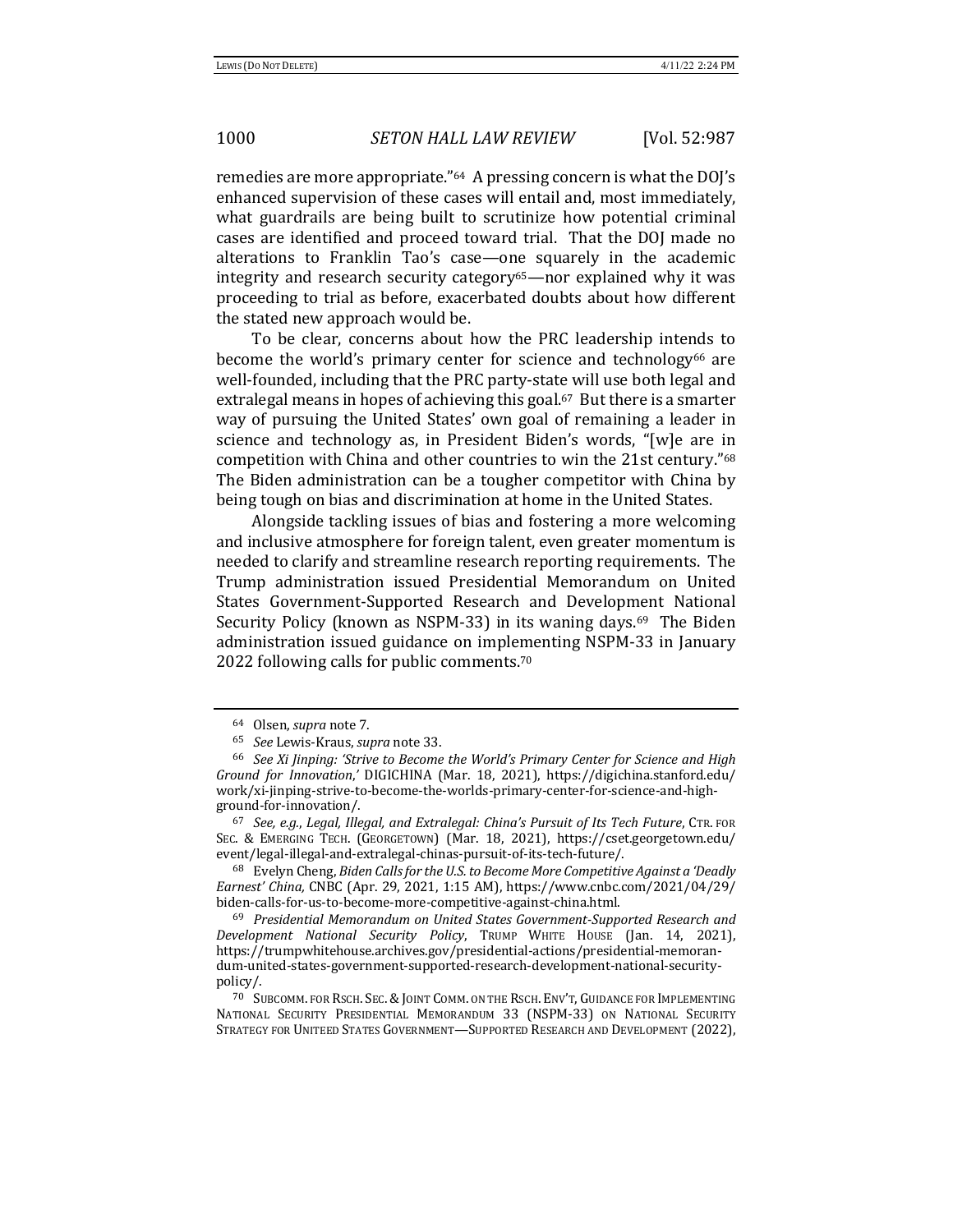remedies are more appropriate."[64] A pressing concern is what the DOJ's enhanced supervision of these cases will entail and, most immediately, what guardrails are being built to scrutinize how potential criminal cases are identified and proceed toward trial. That the DOJ made no alterations to Franklin Tao's case—one squarely in the academic integrity and research security category[65]—nor explained why it was proceeding to trial as before, exacerbated doubts about how different the stated new approach would be.

To be clear, concerns about how the PRC leadership intends to become the world's primary center for science and technology[66] are well-founded, including that the PRC party-state will use both legal and extralegal means in hopes of achieving this goal.[67] But there is a smarter way of pursuing the United States' own goal of remaining a leader in science and technology as, in President Biden's words, "[w]e are in competition with China and other countries to win the 21st century."[68] The Biden administration can be a tougher competitor with China by being tough on bias and discrimination at home in the United States.

Alongside tackling issues of bias and fostering a more welcoming and inclusive atmosphere for foreign talent, even greater momentum is needed to clarify and streamline research reporting requirements. The Trump administration issued Presidential Memorandum on United States Government-Supported Research and Development National Security Policy (known as NSPM-33) in its waning days.[69] The Biden administration issued guidance on implementing NSPM-33 in January 2022 following calls for public comments.[70]

---

64 Olsen, *supra* note 7.

65 *See* Lewis-Kraus, *supra* note 33.

66 *See Xi Jinping: 'Strive to Become the World's Primary Center for Science and High Ground for Innovation*,*'* DIGICHINA (Mar. 18, 2021), https://digichina.stanford.edu/work/xi-jinping-strive-to-become-the-worlds-primary-center-for-science-and-high-ground-for-innovation/.

67 *See, e.g.*, *Legal, Illegal, and Extralegal: China's Pursuit of Its Tech Future*, CTR. FOR SEC. & EMERGING TECH. (GEORGETOWN) (Mar. 18, 2021), https://cset.georgetown.edu/event/legal-illegal-and-extralegal-chinas-pursuit-of-its-tech-future/.

68 Evelyn Cheng, *Biden Calls for the U.S. to Become More Competitive Against a 'Deadly Earnest' China,* CNBC (Apr. 29, 2021, 1:15 AM), https://www.cnbc.com/2021/04/29/biden-calls-for-us-to-become-more-competitive-against-china.html.

69 *Presidential Memorandum on United States Government-Supported Research and Development National Security Policy*, TRUMP WHITE HOUSE (Jan. 14, 2021), https://trumpwhitehouse.archives.gov/presidential-actions/presidential-memorandum-united-states-government-supported-research-development-national-security-policy/.

70 SUBCOMM. FOR RSCH. SEC. & JOINT COMM. ON THE RSCH. ENV'T, GUIDANCE FOR IMPLEMENTING NATIONAL SECURITY PRESIDENTIAL MEMORANDUM 33 (NSPM-33) ON NATIONAL SECURITY STRATEGY FOR UNITEED STATES GOVERNMENT—SUPPORTED RESEARCH AND DEVELOPMENT (2022),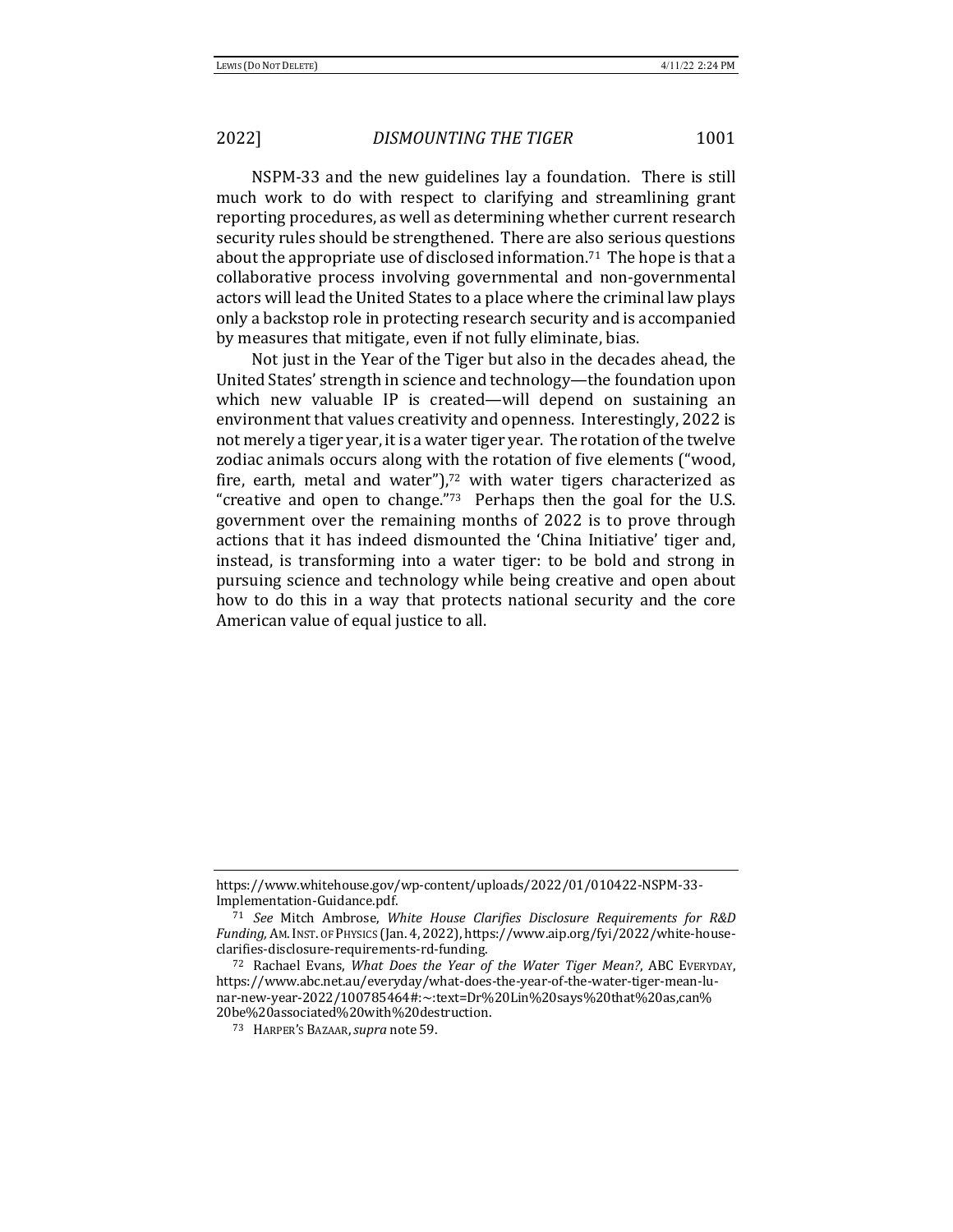NSPM-33 and the new guidelines lay a foundation. There is still much work to do with respect to clarifying and streamlining grant reporting procedures, as well as determining whether current research security rules should be strengthened. There are also serious questions about the appropriate use of disclosed information.[71] The hope is that a collaborative process involving governmental and non-governmental actors will lead the United States to a place where the criminal law plays only a backstop role in protecting research security and is accompanied by measures that mitigate, even if not fully eliminate, bias.

Not just in the Year of the Tiger but also in the decades ahead, the United States' strength in science and technology—the foundation upon which new valuable IP is created—will depend on sustaining an environment that values creativity and openness. Interestingly, 2022 is not merely a tiger year, it is a water tiger year. The rotation of the twelve zodiac animals occurs along with the rotation of five elements ("wood, fire, earth, metal and water"),[72] with water tigers characterized as "creative and open to change."[73] Perhaps then the goal for the U.S. government over the remaining months of 2022 is to prove through actions that it has indeed dismounted the 'China Initiative' tiger and, instead, is transforming into a water tiger: to be bold and strong in pursuing science and technology while being creative and open about how to do this in a way that protects national security and the core American value of equal justice to all.

---

https://www.whitehouse.gov/wp-content/uploads/2022/01/010422-NSPM-33-Implementation-Guidance.pdf.

[71] *See* Mitch Ambrose, *White House Clarifies Disclosure Requirements for R&D Funding*, AM. INST. OF PHYSICS (Jan. 4, 2022), https://www.aip.org/fyi/2022/white-house-clarifies-disclosure-requirements-rd-funding.

[72] Rachael Evans, *What Does the Year of the Water Tiger Mean?*, ABC EVERYDAY, https://www.abc.net.au/everyday/what-does-the-year-of-the-water-tiger-mean-lunar-new-year-2022/100785464#:~:text=Dr%20Lin%20says%20that%20as,can%20be%20associated%20with%20destruction.

[73] HARPER'S BAZAAR, *supra* note 59.